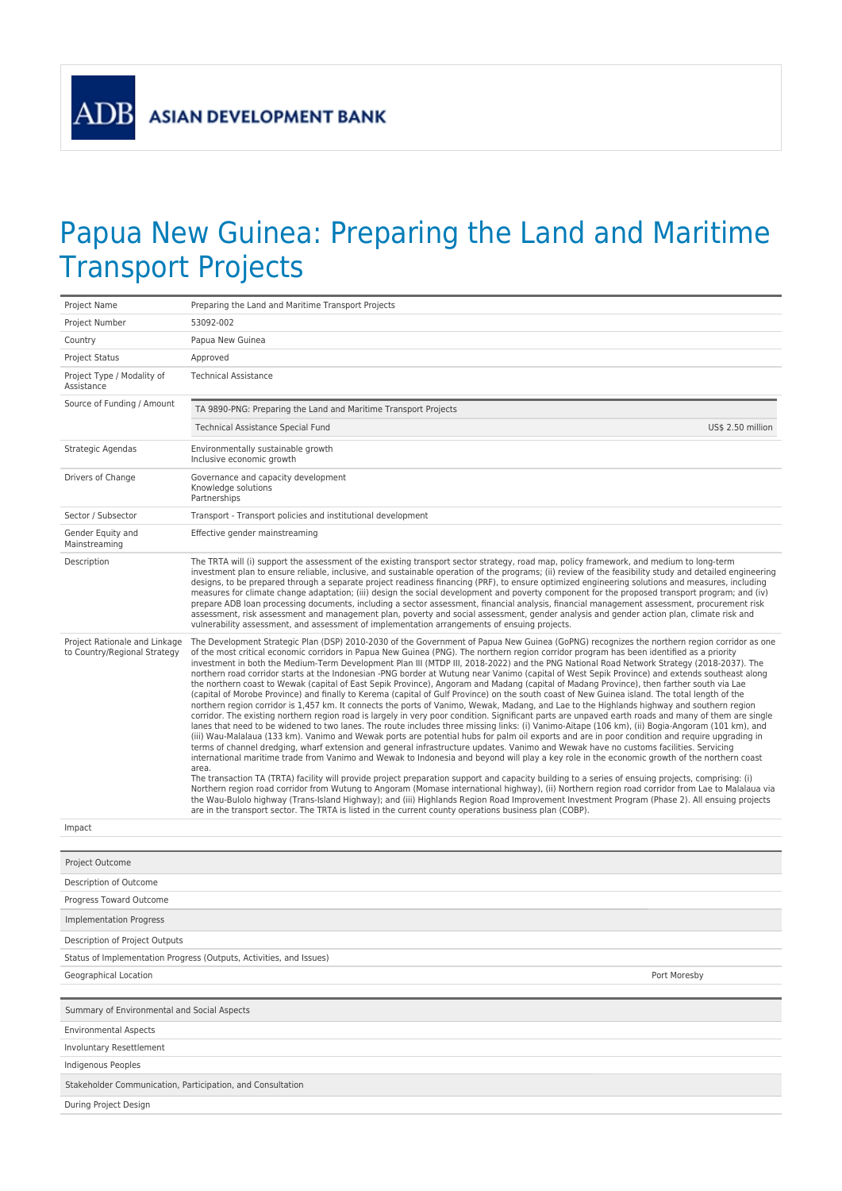ADB ASIAN DEVELOPMENT BANK

# Papua New Guinea: Preparing the Land and Maritime Transport Projects

| | |
|---|---|
| Project Name | Preparing the Land and Maritime Transport Projects |
| Project Number | 53092-002 |
| Country | Papua New Guinea |
| Project Status | Approved |
| Project Type / Modality of Assistance | Technical Assistance |
| Source of Funding / Amount | TA 9890-PNG: Preparing the Land and Maritime Transport Projects<br>Technical Assistance Special Fund US$ 2.50 million |
| Strategic Agendas | Environmentally sustainable growth<br>Inclusive economic growth |
| Drivers of Change | Governance and capacity development<br>Knowledge solutions<br>Partnerships |
| Sector / Subsector | Transport - Transport policies and institutional development |
| Gender Equity and Mainstreaming | Effective gender mainstreaming |
| Description | The TRTA will (i) support the assessment of the existing transport sector strategy, road map, policy framework, and medium to long-term investment plan to ensure reliable, inclusive, and sustainable operation of the programs; (ii) review of the feasibility study and detailed engineering designs, to be prepared through a separate project readiness financing (PRF), to ensure optimized engineering solutions and measures, including measures for climate change adaptation; (iii) design the social development and poverty component for the proposed transport program; and (iv) prepare ADB loan processing documents, including a sector assessment, financial analysis, financial management assessment, procurement risk assessment, risk assessment and management plan, poverty and social assessment, gender analysis and gender action plan, climate risk and vulnerability assessment, and assessment of implementation arrangements of ensuing projects. |
| Project Rationale and Linkage to Country/Regional Strategy | The Development Strategic Plan (DSP) 2010-2030 of the Government of Papua New Guinea (GoPNG) recognizes the northern region corridor as one of the most critical economic corridors in Papua New Guinea (PNG). The northern region corridor program has been identified as a priority investment in both the Medium-Term Development Plan III (MTDP III, 2018-2022) and the PNG National Road Network Strategy (2018-2037). The northern road corridor starts at the Indonesian -PNG border at Wutung near Vanimo (capital of West Sepik Province) and extends southeast along the northern coast to Wewak (capital of East Sepik Province), Angoram and Madang (capital of Madang Province), then farther south via Lae (capital of Morobe Province) and finally to Kerema (capital of Gulf Province) on the south coast of New Guinea island. The total length of the northern region corridor is 1,457 km. It connects the ports of Vanimo, Wewak, Madang, and Lae to the Highlands highway and southern region corridor. The existing northern region road is largely in very poor condition. Significant parts are unpaved earth roads and many of them are single lanes that need to be widened to two lanes. The route includes three missing links: (i) Vanimo-Aitape (106 km), (ii) Bogia-Angoram (101 km), and (iii) Wau-Malalaua (133 km). Vanimo and Wewak ports are potential hubs for palm oil exports and are in poor condition and require upgrading in terms of channel dredging, wharf extension and general infrastructure updates. Vanimo and Wewak have no customs facilities. Servicing international maritime trade from Vanimo and Wewak to Indonesia and beyond will play a key role in the economic growth of the northern coast area.<br>The transaction TA (TRTA) facility will provide project preparation support and capacity building to a series of ensuing projects, comprising: (i) Northern region road corridor from Wutung to Angoram (Momase international highway), (ii) Northern region road corridor from Lae to Malalaua via the Wau-Bulolo highway (Trans-Island Highway); and (iii) Highlands Region Road Improvement Investment Program (Phase 2). All ensuing projects are in the transport sector. The TRTA is listed in the current county operations business plan (COBP). |
| Impact | |

| Project Outcome | |
|---|---|
| Description of Outcome | |
| Progress Toward Outcome | |

| Implementation Progress | |
|---|---|
| Description of Project Outputs | |
| Status of Implementation Progress (Outputs, Activities, and Issues) | |
| Geographical Location | Port Moresby |

| Summary of Environmental and Social Aspects | |
|---|---|
| Environmental Aspects | |
| Involuntary Resettlement | |
| Indigenous Peoples | |

| Stakeholder Communication, Participation, and Consultation | |
|---|---|
| During Project Design | |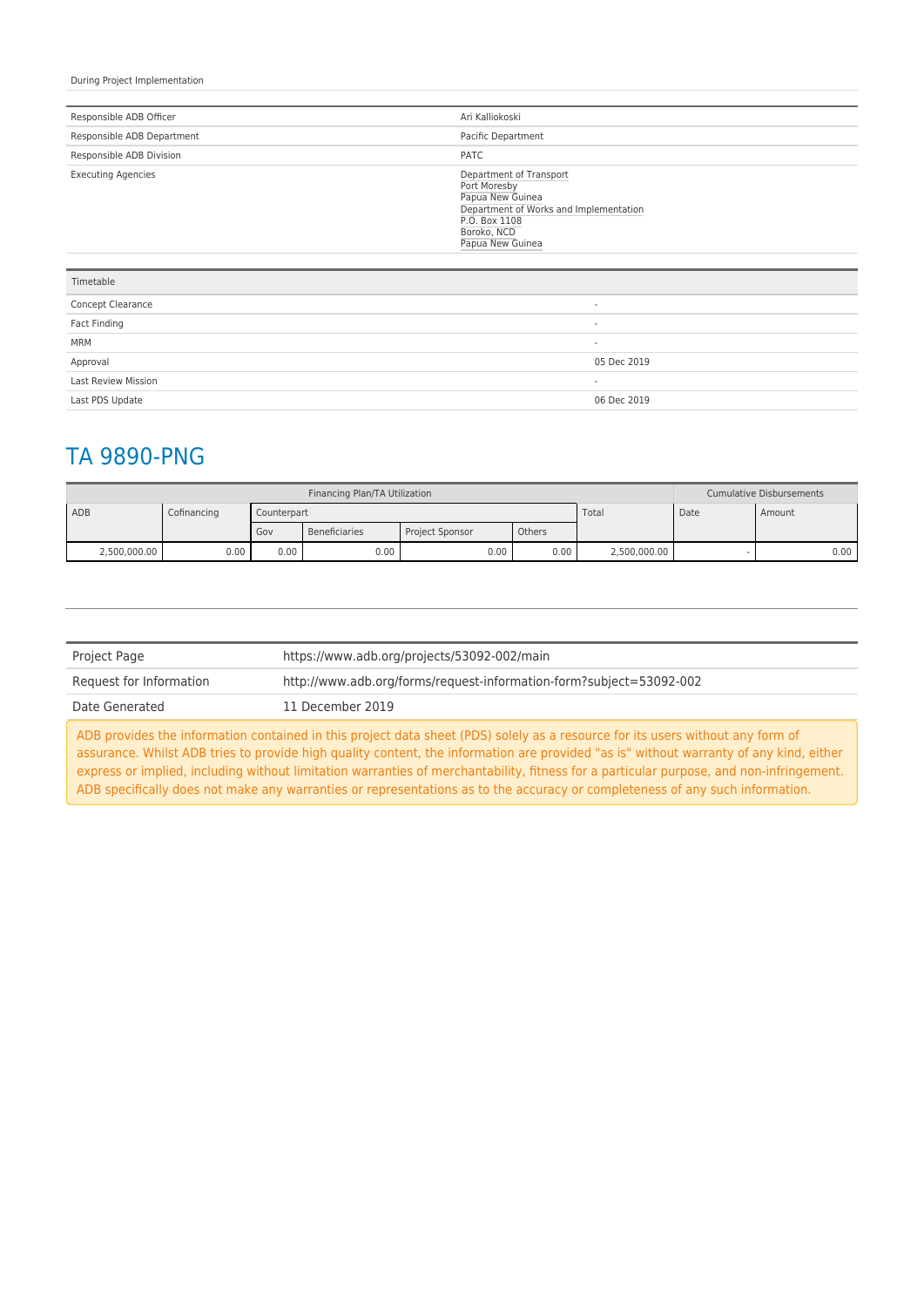During Project Implementation

| | |
|---|---|
| Responsible ADB Officer | Ari Kalliokoski |
| Responsible ADB Department | Pacific Department |
| Responsible ADB Division | PATC |
| Executing Agencies | Department of Transport<br>Port Moresby<br>Papua New Guinea<br>Department of Works and Implementation<br>P.O. Box 1108<br>Boroko, NCD<br>Papua New Guinea |

| Timetable | |
|---|---|
| Concept Clearance | - |
| Fact Finding | - |
| MRM | - |
| Approval | 05 Dec 2019 |
| Last Review Mission | - |
| Last PDS Update | 06 Dec 2019 |

## TA 9890-PNG

| Financing Plan/TA Utilization | | | | | | | Cumulative Disbursements | |
|---|---|---|---|---|---|---|---|---|
| ADB | Cofinancing | Counterpart | | | | Total | Date | Amount |
| | | Gov | Beneficiaries | Project Sponsor | Others | | | |
| 2,500,000.00 | 0.00 | 0.00 | 0.00 | 0.00 | 0.00 | 2,500,000.00 | - | 0.00 |

| | |
|---|---|
| Project Page | https://www.adb.org/projects/53092-002/main |
| Request for Information | http://www.adb.org/forms/request-information-form?subject=53092-002 |
| Date Generated | 11 December 2019 |

ADB provides the information contained in this project data sheet (PDS) solely as a resource for its users without any form of assurance. Whilst ADB tries to provide high quality content, the information are provided "as is" without warranty of any kind, either express or implied, including without limitation warranties of merchantability, fitness for a particular purpose, and non-infringement. ADB specifically does not make any warranties or representations as to the accuracy or completeness of any such information.